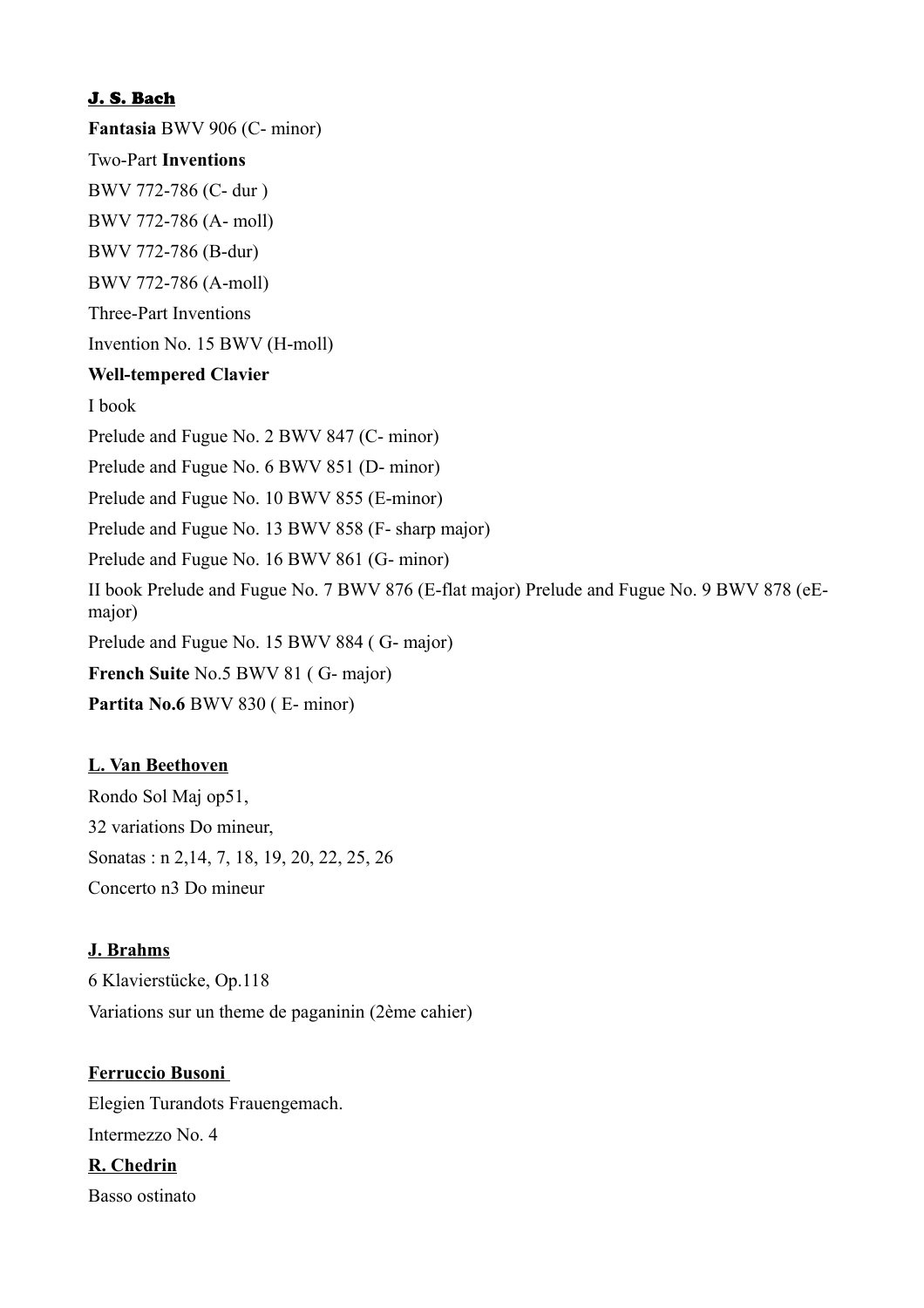**<u>J. S. Bach</u>**

**Fantasia** BWV 906 (C- minor)

Two-Part **Inventions**

BWV 772-786 (C- dur )

BWV 772-786 (A- moll)

BWV 772-786 (B-dur)

BWV 772-786 (A-moll)

Three-Part Inventions

Invention No. 15 BWV (H-moll)

**Well-tempered Clavier**

I book

Prelude and Fugue No. 2 BWV 847 (C- minor)

Prelude and Fugue No. 6 BWV 851 (D- minor)

Prelude and Fugue No. 10 BWV 855 (E-minor)

Prelude and Fugue No. 13 BWV 858 (F- sharp major)

Prelude and Fugue No. 16 BWV 861 (G- minor)

II book Prelude and Fugue No. 7 BWV 876 (E-flat major) Prelude and Fugue No. 9 BWV 878 (eE-major)

Prelude and Fugue No. 15 BWV 884 ( G- major)

**French Suite** No.5 BWV 81 ( G- major)

**Partita No.6** BWV 830 ( E- minor)

**<u>L. Van Beethoven</u>**

Rondo Sol Maj op51,

32 variations Do mineur,

Sonatas : n 2,14, 7, 18, 19, 20, 22, 25, 26

Concerto n3 Do mineur

**<u>J. Brahms</u>**

6 Klavierstücke, Op.118

Variations sur un theme de paganinin (2ème cahier)

**<u>Ferruccio Busoni</u>**

Elegien Turandots Frauengemach.

Intermezzo No. 4

**<u>R. Chedrin</u>**

Basso ostinato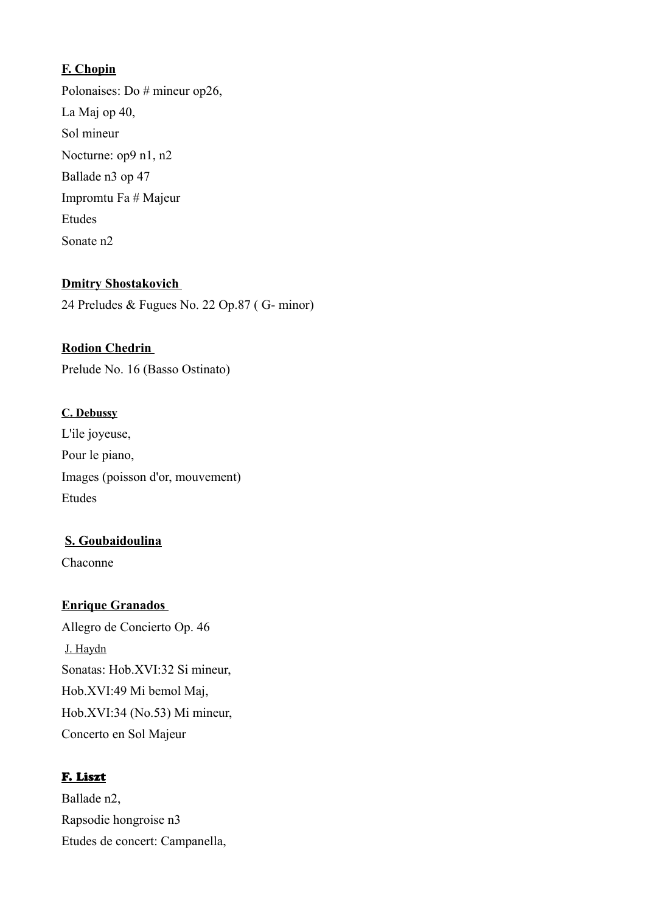**F. Chopin**

Polonaises: Do # mineur op26,

La Maj op 40,

Sol mineur

Nocturne: op9 n1, n2

Ballade n3 op 47

Impromtu Fa # Majeur

Etudes

Sonate n2

**Dmitry Shostakovich**

24 Preludes & Fugues No. 22 Op.87 ( G- minor)

**Rodion Chedrin**

Prelude No. 16 (Basso Ostinato)

**C. Debussy**

L'ile joyeuse,

Pour le piano,

Images (poisson d'or, mouvement)

Etudes

**S. Goubaidoulina**

Chaconne

**Enrique Granados**

Allegro de Concierto Op. 46

J. Haydn

Sonatas: Hob.XVI:32 Si mineur,

Hob.XVI:49 Mi bemol Maj,

Hob.XVI:34 (No.53) Mi mineur,

Concerto en Sol Majeur

**F. Liszt**

Ballade n2,

Rapsodie hongroise n3

Etudes de concert: Campanella,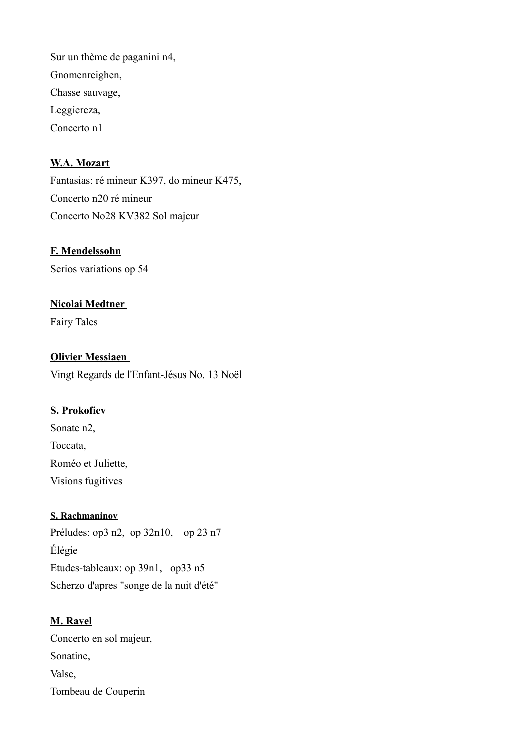Sur un thème de paganini n4,

Gnomenreighen,

Chasse sauvage,

Leggiereza,

Concerto n1

**W.A. Mozart**

Fantasias: ré mineur K397, do mineur K475,

Concerto n20 ré mineur

Concerto No28 KV382 Sol majeur

**F. Mendelssohn**

Serios variations op 54

**Nicolai Medtner**

Fairy Tales

**Olivier Messiaen**

Vingt Regards de l'Enfant-Jésus No. 13 Noël

**S. Prokofiev**

Sonate n2,

Toccata,

Roméo et Juliette,

Visions fugitives

**S. Rachmaninov**

Préludes: op3 n2, op 32n10, op 23 n7

Élégie

Etudes-tableaux: op 39n1, op33 n5

Scherzo d'apres "songe de la nuit d'été"

**M. Ravel**

Concerto en sol majeur,

Sonatine,

Valse,

Tombeau de Couperin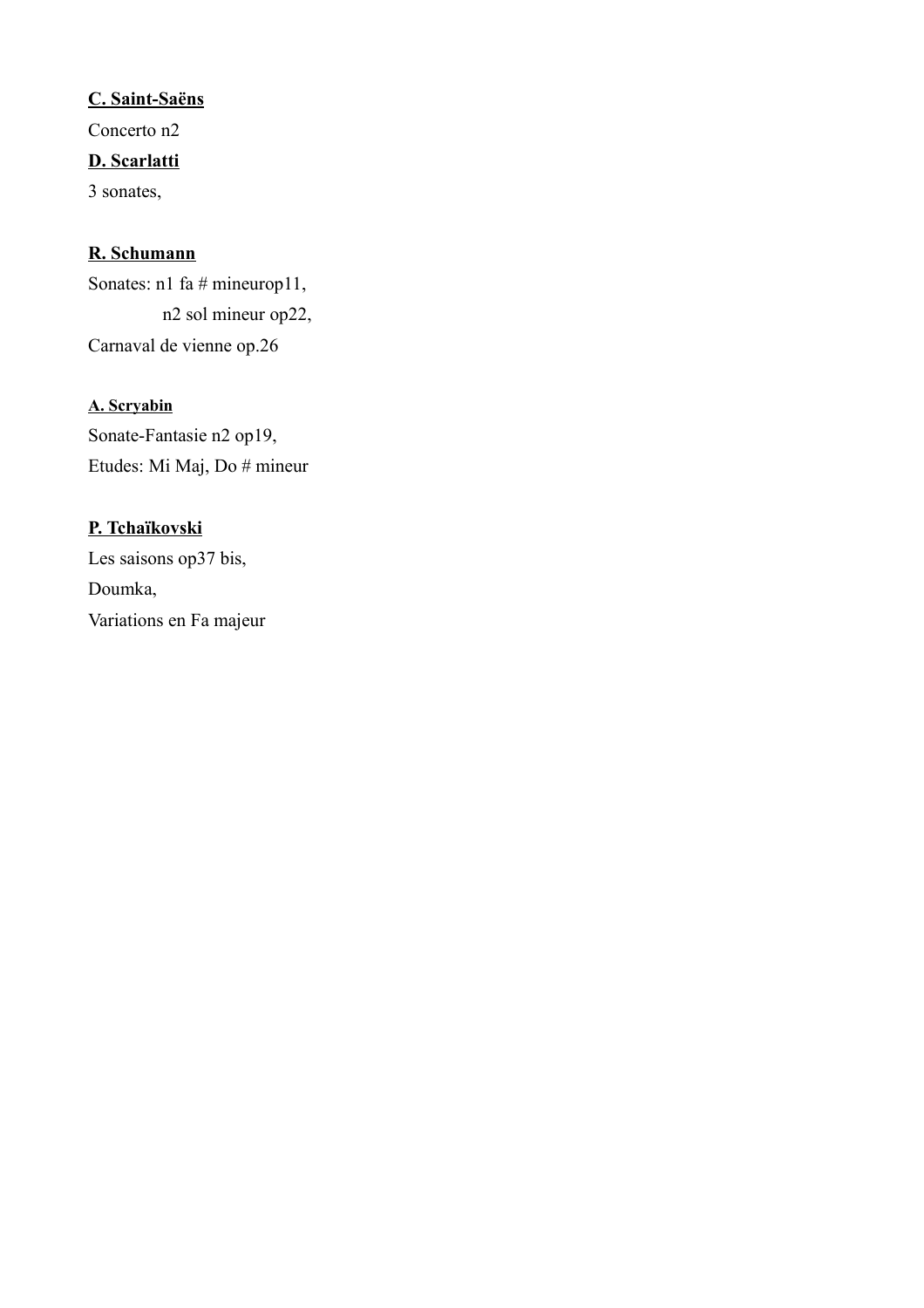**C. Saint-Saëns**

Concerto n2

**D. Scarlatti**

3 sonates,

**R. Schumann**

Sonates: n1 fa # mineurop11,

n2 sol mineur op22,

Carnaval de vienne op.26

**A. Scryabin**

Sonate-Fantasie n2 op19,

Etudes: Mi Maj, Do # mineur

**P. Tchaïkovski**

Les saisons op37 bis,

Doumka,

Variations en Fa majeur